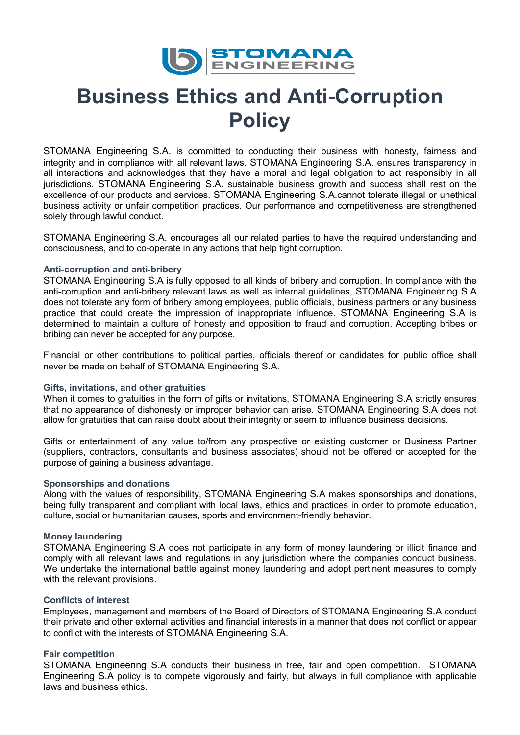# Business Ethics and Anti-Corruption Policy

STOMANA Engineering S.A. is committed to conducting their business with honesty, fairness and integrity and in compliance with all relevant laws. STOMANA Engineering S.A. ensures transparency in all interactions and acknowledges that they have a moral and legal obligation to act responsibly in all jurisdictions. STOMANA Engineering S.A. sustainable business growth and success shall rest on the excellence of our products and services. STOMANA Engineering S.A.cannot tolerate illegal or unethical business activity or unfair competition practices. Our performance and competitiveness are strengthened solely through lawful conduct.

STOMANA Engineering S.A. encourages all our related parties to have the required understanding and consciousness, and to co-operate in any actions that help fight corruption.

### Anti-corruption and anti-bribery

STOMANA Engineering S.A is fully opposed to all kinds of bribery and corruption. In compliance with the anti-corruption and anti-bribery relevant laws as well as internal guidelines, STOMANA Engineering S.A does not tolerate any form of bribery among employees, public officials, business partners or any business practice that could create the impression of inappropriate influence. STOMANA Engineering S.A is determined to maintain a culture of honesty and opposition to fraud and corruption. Accepting bribes or bribing can never be accepted for any purpose.

Financial or other contributions to political parties, officials thereof or candidates for public office shall never be made on behalf of STOMANA Engineering S.A.

### Gifts, invitations, and other gratuities

When it comes to gratuities in the form of gifts or invitations, STOMANA Engineering S.A strictly ensures that no appearance of dishonesty or improper behavior can arise. STOMANA Engineering S.A does not allow for gratuities that can raise doubt about their integrity or seem to influence business decisions.

Gifts or entertainment of any value to/from any prospective or existing customer or Business Partner (suppliers, contractors, consultants and business associates) should not be offered or accepted for the purpose of gaining a business advantage.

### Sponsorships and donations

Along with the values of responsibility, STOMANA Engineering S.A makes sponsorships and donations, being fully transparent and compliant with local laws, ethics and practices in order to promote education, culture, social or humanitarian causes, sports and environment-friendly behavior.

### Money laundering

STOMANA Engineering S.A does not participate in any form of money laundering or illicit finance and comply with all relevant laws and regulations in any jurisdiction where the companies conduct business. We undertake the international battle against money laundering and adopt pertinent measures to comply with the relevant provisions.

### Conflicts of interest

Employees, management and members of the Board of Directors of STOMANA Engineering S.A conduct their private and other external activities and financial interests in a manner that does not conflict or appear to conflict with the interests of STOMANA Engineering S.A.

### Fair competition

STOMANA Engineering S.A conducts their business in free, fair and open competition. STOMANA Engineering S.A policy is to compete vigorously and fairly, but always in full compliance with applicable laws and business ethics.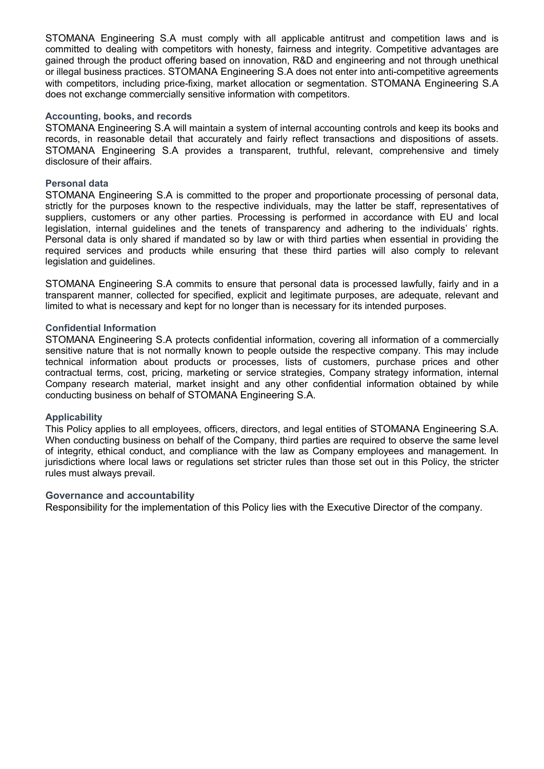STOMANA Engineering S.A must comply with all applicable antitrust and competition laws and is committed to dealing with competitors with honesty, fairness and integrity. Competitive advantages are gained through the product offering based on innovation, R&D and engineering and not through unethical or illegal business practices. STOMANA Engineering S.A does not enter into anti-competitive agreements with competitors, including price-fixing, market allocation or segmentation. STOMANA Engineering S.A does not exchange commercially sensitive information with competitors.

### Accounting, books, and records

STOMANA Engineering S.A will maintain a system of internal accounting controls and keep its books and records, in reasonable detail that accurately and fairly reflect transactions and dispositions of assets. STOMANA Engineering S.A provides a transparent, truthful, relevant, comprehensive and timely disclosure of their affairs.

### Personal data

STOMANA Engineering S.A is committed to the proper and proportionate processing of personal data, strictly for the purposes known to the respective individuals, may the latter be staff, representatives of suppliers, customers or any other parties. Processing is performed in accordance with EU and local legislation, internal guidelines and the tenets of transparency and adhering to the individuals' rights. Personal data is only shared if mandated so by law or with third parties when essential in providing the required services and products while ensuring that these third parties will also comply to relevant legislation and guidelines.

STOMANA Engineering S.A commits to ensure that personal data is processed lawfully, fairly and in a transparent manner, collected for specified, explicit and legitimate purposes, are adequate, relevant and limited to what is necessary and kept for no longer than is necessary for its intended purposes.

### Confidential Information

STOMANA Engineering S.A protects confidential information, covering all information of a commercially sensitive nature that is not normally known to people outside the respective company. This may include technical information about products or processes, lists of customers, purchase prices and other contractual terms, cost, pricing, marketing or service strategies, Company strategy information, internal Company research material, market insight and any other confidential information obtained by while conducting business on behalf of STOMANA Engineering S.A.

### Applicability

This Policy applies to all employees, officers, directors, and legal entities of STOMANA Engineering S.A. When conducting business on behalf of the Company, third parties are required to observe the same level of integrity, ethical conduct, and compliance with the law as Company employees and management. In jurisdictions where local laws or regulations set stricter rules than those set out in this Policy, the stricter rules must always prevail.

### Governance and accountability

Responsibility for the implementation of this Policy lies with the Executive Director of the company.